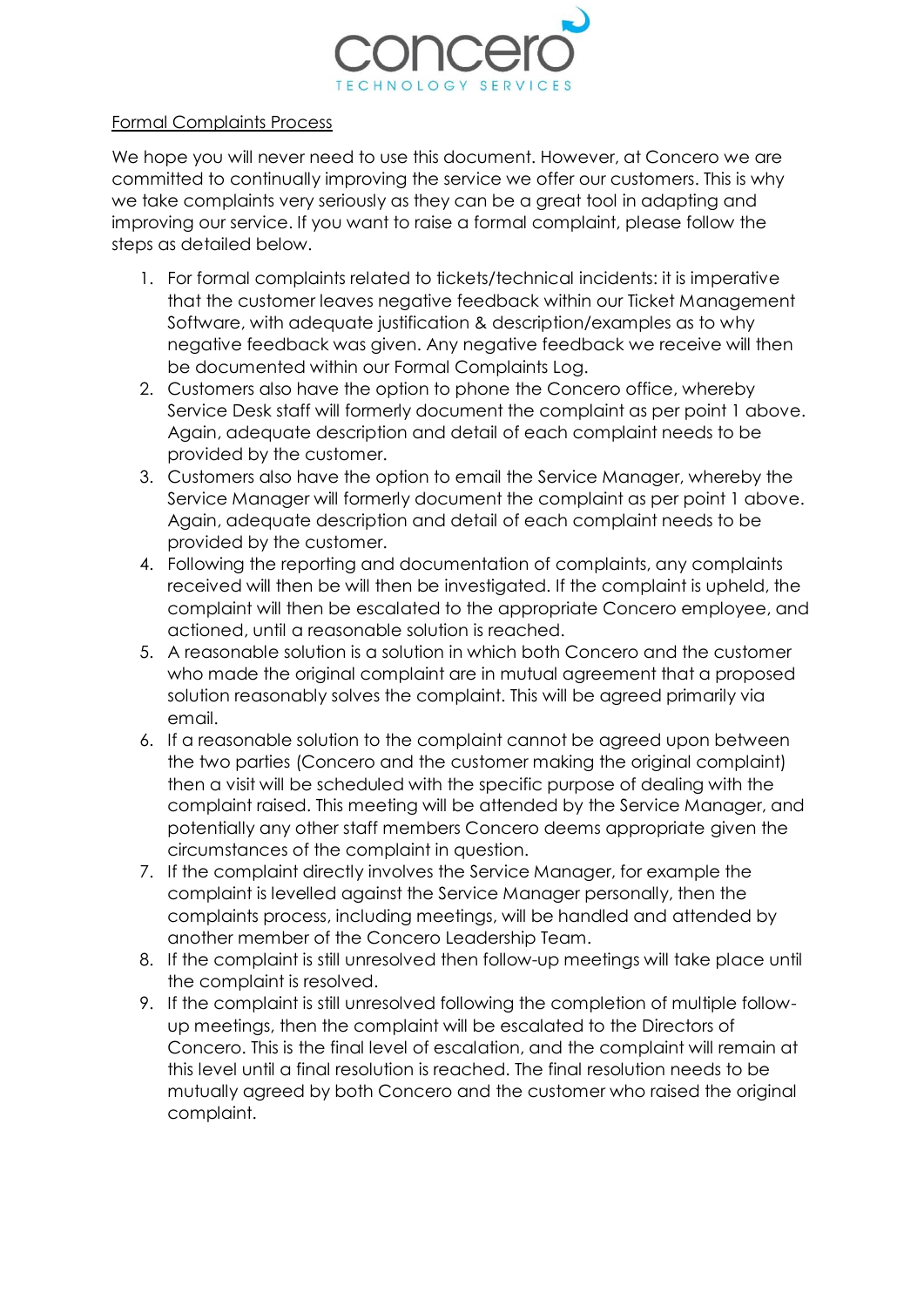concero
TECHNOLOGY SERVICES

Formal Complaints Process

We hope you will never need to use this document. However, at Concero we are committed to continually improving the service we offer our customers. This is why we take complaints very seriously as they can be a great tool in adapting and improving our service. If you want to raise a formal complaint, please follow the steps as detailed below.

1. For formal complaints related to tickets/technical incidents: it is imperative that the customer leaves negative feedback within our Ticket Management Software, with adequate justification & description/examples as to why negative feedback was given. Any negative feedback we receive will then be documented within our Formal Complaints Log.
2. Customers also have the option to phone the Concero office, whereby Service Desk staff will formerly document the complaint as per point 1 above. Again, adequate description and detail of each complaint needs to be provided by the customer.
3. Customers also have the option to email the Service Manager, whereby the Service Manager will formerly document the complaint as per point 1 above. Again, adequate description and detail of each complaint needs to be provided by the customer.
4. Following the reporting and documentation of complaints, any complaints received will then be will then be investigated. If the complaint is upheld, the complaint will then be escalated to the appropriate Concero employee, and actioned, until a reasonable solution is reached.
5. A reasonable solution is a solution in which both Concero and the customer who made the original complaint are in mutual agreement that a proposed solution reasonably solves the complaint. This will be agreed primarily via email.
6. If a reasonable solution to the complaint cannot be agreed upon between the two parties (Concero and the customer making the original complaint) then a visit will be scheduled with the specific purpose of dealing with the complaint raised. This meeting will be attended by the Service Manager, and potentially any other staff members Concero deems appropriate given the circumstances of the complaint in question.
7. If the complaint directly involves the Service Manager, for example the complaint is levelled against the Service Manager personally, then the complaints process, including meetings, will be handled and attended by another member of the Concero Leadership Team.
8. If the complaint is still unresolved then follow-up meetings will take place until the complaint is resolved.
9. If the complaint is still unresolved following the completion of multiple follow-up meetings, then the complaint will be escalated to the Directors of Concero. This is the final level of escalation, and the complaint will remain at this level until a final resolution is reached. The final resolution needs to be mutually agreed by both Concero and the customer who raised the original complaint.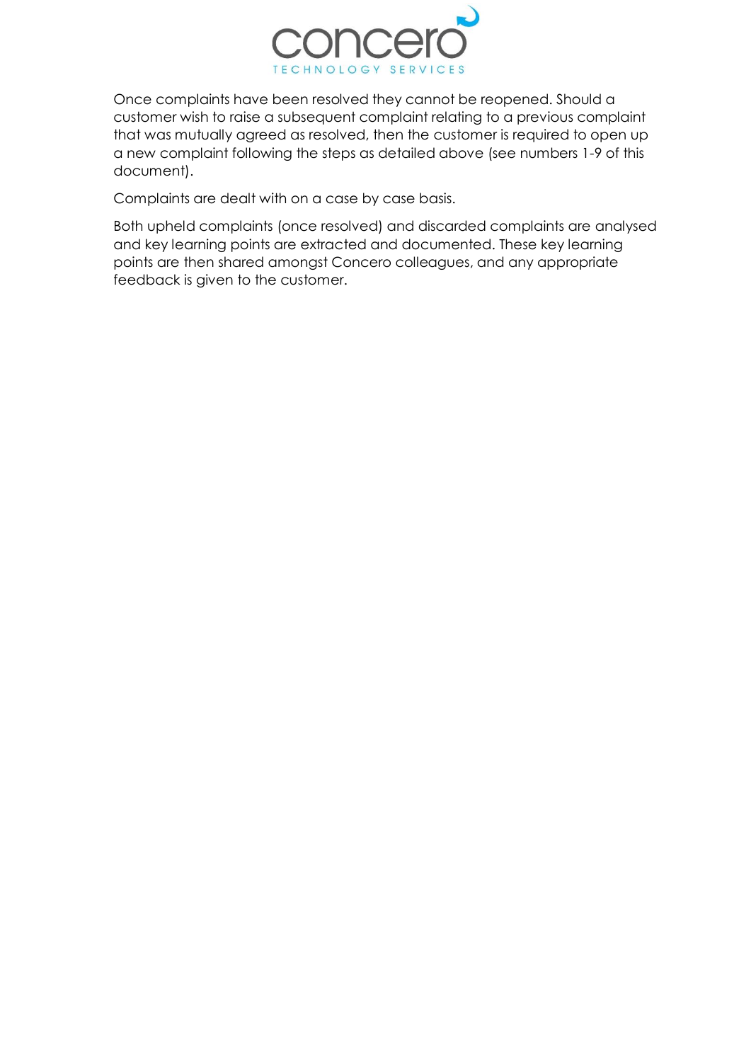Once complaints have been resolved they cannot be reopened. Should a customer wish to raise a subsequent complaint relating to a previous complaint that was mutually agreed as resolved, then the customer is required to open up a new complaint following the steps as detailed above (see numbers 1-9 of this document).

Complaints are dealt with on a case by case basis.

Both upheld complaints (once resolved) and discarded complaints are analysed and key learning points are extracted and documented. These key learning points are then shared amongst Concero colleagues, and any appropriate feedback is given to the customer.